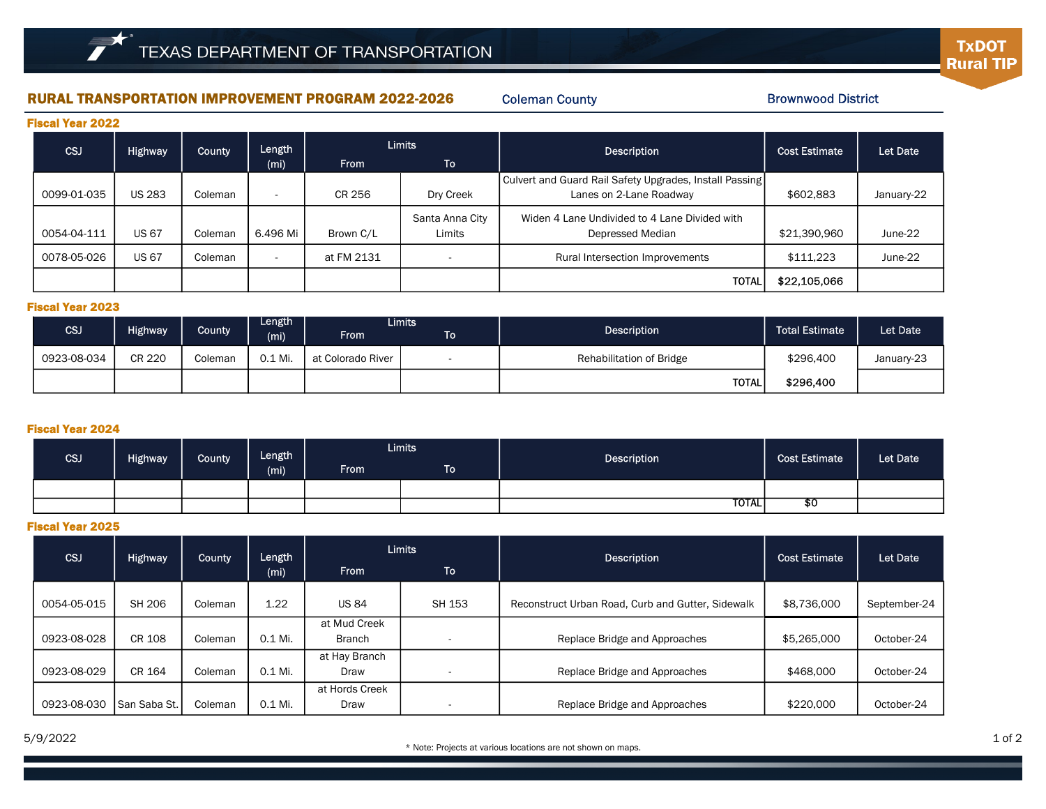# TEXAS DEPARTMENT OF TRANSPORTATION

**TxDOT Rural TIP**

## RURAL TRANSPORTATION IMPROVEMENT PROGRAM 2022-2026

Coleman County | Brownwood District

### Fiscal Year 2022

| CSJ | Highway | County | Length (mi) | Limits From | Limits To | Description | Cost Estimate | Let Date |
|---|---|---|---|---|---|---|---|---|
| 0099-01-035 | US 283 | Coleman | - | CR 256 | Dry Creek | Culvert and Guard Rail Safety Upgrades, Install Passing Lanes on 2-Lane Roadway | $602,883 | January-22 |
| 0054-04-111 | US 67 | Coleman | 6.496 Mi | Brown C/L | Santa Anna City Limits | Widen 4 Lane Undivided to 4 Lane Divided with Depressed Median | $21,390,960 | June-22 |
| 0078-05-026 | US 67 | Coleman | - | at FM 2131 | - | Rural Intersection Improvements | $111,223 | June-22 |
| | | | | | | TOTAL | **$22,105,066** | |

### Fiscal Year 2023

| CSJ | Highway | County | Length (mi) | Limits From | Limits To | Description | Total Estimate | Let Date |
|---|---|---|---|---|---|---|---|---|
| 0923-08-034 | CR 220 | Coleman | 0.1 Mi. | at Colorado River | - | Rehabilitation of Bridge | $296,400 | January-23 |
| | | | | | | TOTAL | **$296,400** | |

### Fiscal Year 2024

| CSJ | Highway | County | Length (mi) | Limits From | Limits To | Description | Cost Estimate | Let Date |
|---|---|---|---|---|---|---|---|---|
| | | | | | | | | |
| | | | | | | TOTAL | $0 | |

### Fiscal Year 2025

| CSJ | Highway | County | Length (mi) | Limits From | Limits To | Description | Cost Estimate | Let Date |
|---|---|---|---|---|---|---|---|---|
| 0054-05-015 | SH 206 | Coleman | 1.22 | US 84 | SH 153 | Reconstruct Urban Road, Curb and Gutter, Sidewalk | $8,736,000 | September-24 |
| 0923-08-028 | CR 108 | Coleman | 0.1 Mi. | at Mud Creek Branch | - | Replace Bridge and Approaches | $5,265,000 | October-24 |
| 0923-08-029 | CR 164 | Coleman | 0.1 Mi. | at Hay Branch Draw | - | Replace Bridge and Approaches | $468,000 | October-24 |
| 0923-08-030 | San Saba St. | Coleman | 0.1 Mi. | at Hords Creek Draw | - | Replace Bridge and Approaches | $220,000 | October-24 |

5/9/2022

* Note: Projects at various locations are not shown on maps.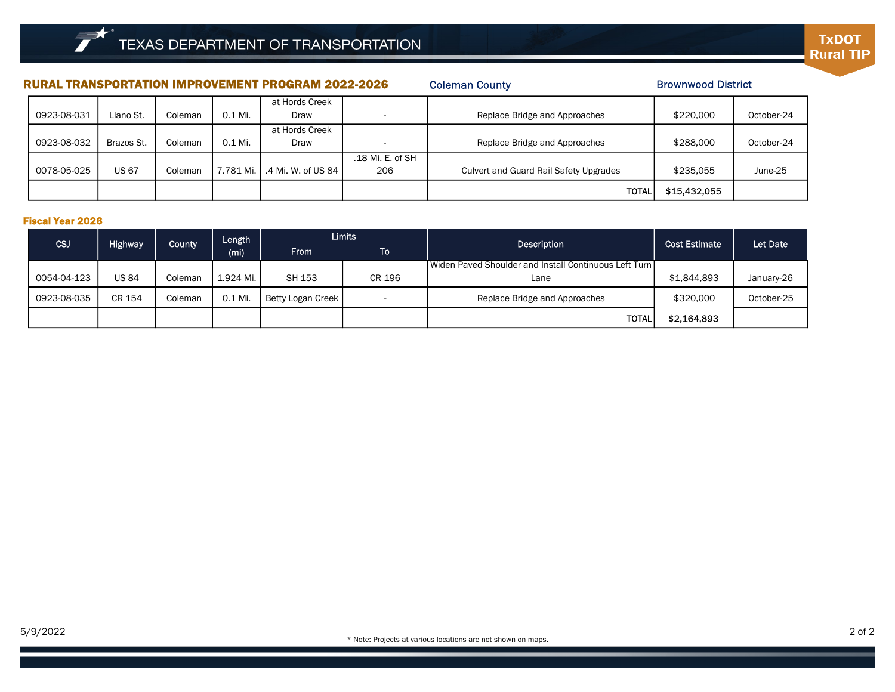## RURAL TRANSPORTATION IMPROVEMENT PROGRAM 2022-2026

Coleman County

Brownwood District

| | | | | | | | | |
|---|---|---|---|---|---|---|---|---|
| 0923-08-031 | Llano St. | Coleman | 0.1 Mi. | at Hords Creek Draw | - | Replace Bridge and Approaches | $220,000 | October-24 |
| 0923-08-032 | Brazos St. | Coleman | 0.1 Mi. | at Hords Creek Draw | - | Replace Bridge and Approaches | $288,000 | October-24 |
| 0078-05-025 | US 67 | Coleman | 7.781 Mi. | .4 Mi. W. of US 84 | .18 Mi. E. of SH 206 | Culvert and Guard Rail Safety Upgrades | $235,055 | June-25 |
| | | | | | | TOTAL | **$15,432,055** | |

### Fiscal Year 2026

| CSJ | Highway | County | Length (mi) | Limits | | Description | Cost Estimate | Let Date |
|---|---|---|---|---|---|---|---|---|
| | | | | From | To | | | |
| 0054-04-123 | US 84 | Coleman | 1.924 Mi. | SH 153 | CR 196 | Widen Paved Shoulder and Install Continuous Left Turn Lane | $1,844,893 | January-26 |
| 0923-08-035 | CR 154 | Coleman | 0.1 Mi. | Betty Logan Creek | - | Replace Bridge and Approaches | $320,000 | October-25 |
| | | | | | | TOTAL | **$2,164,893** | |

5/9/2022

* Note: Projects at various locations are not shown on maps.